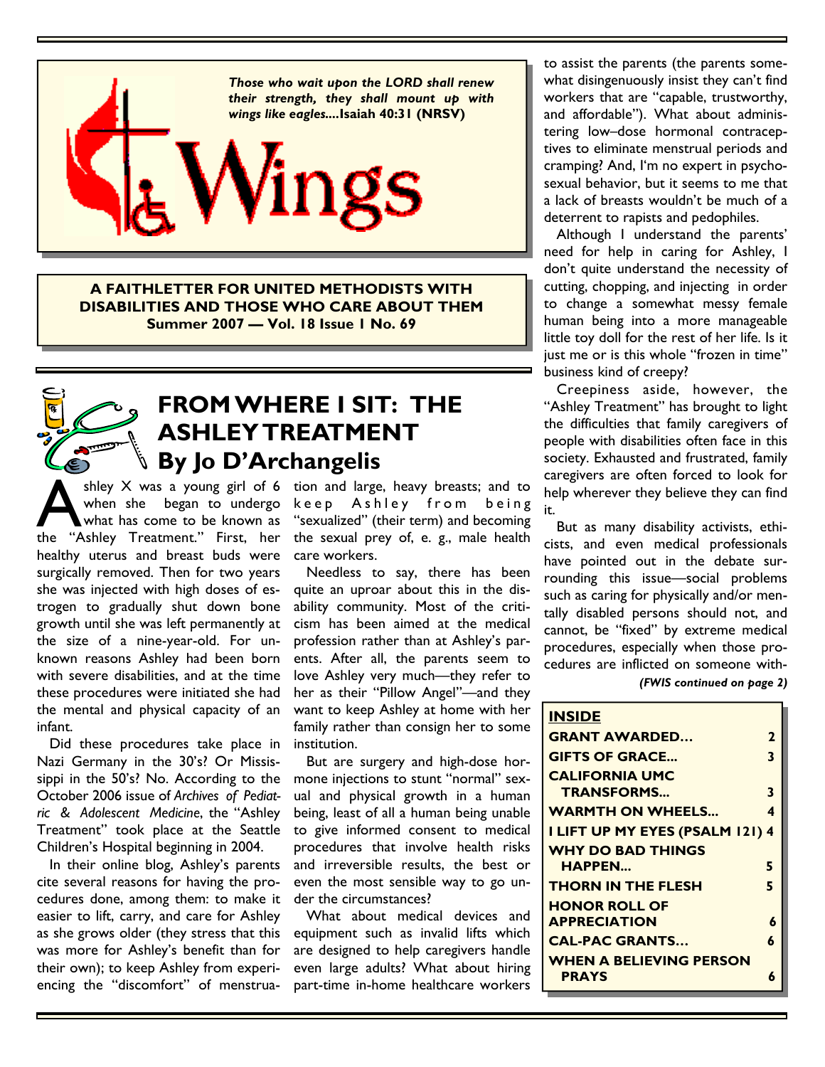*Those who wait upon the LORD shall renew their strength, they shall mount up with wings like eagles....***Isaiah 40:31 (NRSV)**

# Wings

**A FAITHLETTER FOR UNITED METHODISTS WITH DISABILITIES AND THOSE WHO CARE ABOUT THEM**
**Summer 2007 — Vol. 18 Issue 1 No. 69**

## FROM WHERE I SIT: THE ASHLEY TREATMENT
## By Jo D'Archangelis

Ashley X was a young girl of 6 when she began to undergo what has come to be known as the "Ashley Treatment." First, her healthy uterus and breast buds were surgically removed. Then for two years she was injected with high doses of estrogen to gradually shut down bone growth until she was left permanently at the size of a nine-year-old. For unknown reasons Ashley had been born with severe disabilities, and at the time these procedures were initiated she had the mental and physical capacity of an infant.

Did these procedures take place in Nazi Germany in the 30's? Or Mississippi in the 50's? No. According to the October 2006 issue of *Archives of Pediatric & Adolescent Medicine*, the "Ashley Treatment" took place at the Seattle Children's Hospital beginning in 2004.

In their online blog, Ashley's parents cite several reasons for having the procedures done, among them: to make it easier to lift, carry, and care for Ashley as she grows older (they stress that this was more for Ashley's benefit than for their own); to keep Ashley from experiencing the "discomfort" of menstruation and large, heavy breasts; and to keep Ashley from being "sexualized" (their term) and becoming the sexual prey of, e. g., male health care workers.

Needless to say, there has been quite an uproar about this in the disability community. Most of the criticism has been aimed at the medical profession rather than at Ashley's parents. After all, the parents seem to love Ashley very much—they refer to her as their "Pillow Angel"—and they want to keep Ashley at home with her family rather than consign her to some institution.

But are surgery and high-dose hormone injections to stunt "normal" sexual and physical growth in a human being, least of all a human being unable to give informed consent to medical procedures that involve health risks and irreversible results, the best or even the most sensible way to go under the circumstances?

What about medical devices and equipment such as invalid lifts which are designed to help caregivers handle even large adults? What about hiring part-time in-home healthcare workers to assist the parents (the parents somewhat disingenuously insist they can't find workers that are "capable, trustworthy, and affordable"). What about administering low–dose hormonal contraceptives to eliminate menstrual periods and cramping? And, I'm no expert in psychosexual behavior, but it seems to me that a lack of breasts wouldn't be much of a deterrent to rapists and pedophiles.

Although I understand the parents' need for help in caring for Ashley, I don't quite understand the necessity of cutting, chopping, and injecting in order to change a somewhat messy female human being into a more manageable little toy doll for the rest of her life. Is it just me or is this whole "frozen in time" business kind of creepy?

Creepiness aside, however, the "Ashley Treatment" has brought to light the difficulties that family caregivers of people with disabilities often face in this society. Exhausted and frustrated, family caregivers are often forced to look for help wherever they believe they can find it.

But as many disability activists, ethicists, and even medical professionals have pointed out in the debate surrounding this issue—social problems such as caring for physically and/or mentally disabled persons should not, and cannot, be "fixed" by extreme medical procedures, especially when those procedures are inflicted on someone with-

*(FWIS continued on page 2)*

| INSIDE | |
|---|---|
| GRANT AWARDED… | 2 |
| GIFTS OF GRACE… | 3 |
| CALIFORNIA UMC TRANSFORMS… | 3 |
| WARMTH ON WHEELS… | 4 |
| I LIFT UP MY EYES (PSALM 121) | 4 |
| WHY DO BAD THINGS HAPPEN… | 5 |
| THORN IN THE FLESH | 5 |
| HONOR ROLL OF APPRECIATION | 6 |
| CAL-PAC GRANTS… | 6 |
| WHEN A BELIEVING PERSON PRAYS | 6 |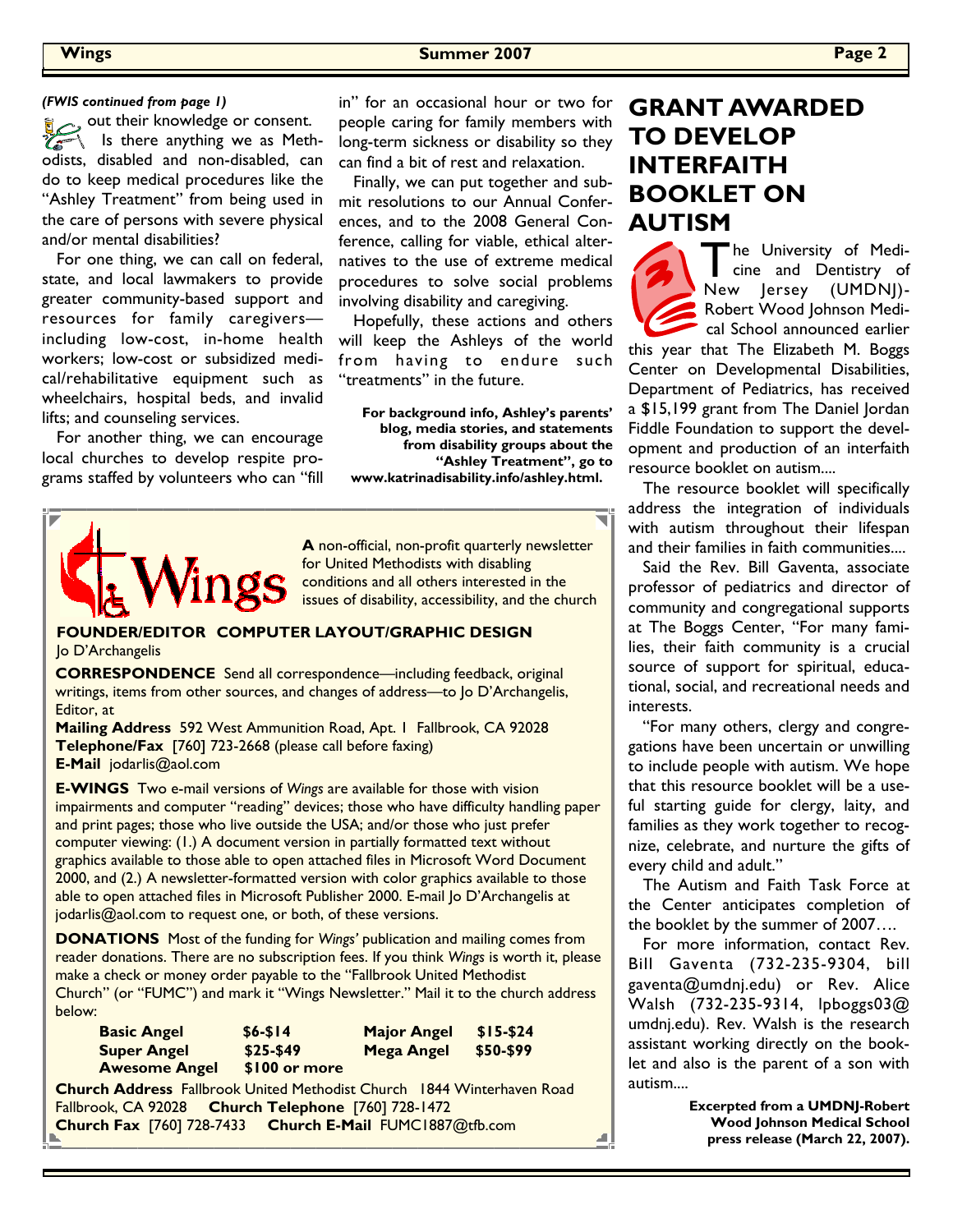*(FWIS continued from page 1)*

out their knowledge or consent. Is there anything we as Methodists, disabled and non-disabled, can do to keep medical procedures like the "Ashley Treatment" from being used in the care of persons with severe physical and/or mental disabilities?

For one thing, we can call on federal, state, and local lawmakers to provide greater community-based support and resources for family caregivers—including low-cost, in-home health workers; low-cost or subsidized medical/rehabilitative equipment such as wheelchairs, hospital beds, and invalid lifts; and counseling services.

For another thing, we can encourage local churches to develop respite programs staffed by volunteers who can "fill in" for an occasional hour or two for people caring for family members with long-term sickness or disability so they can find a bit of rest and relaxation.

Finally, we can put together and submit resolutions to our Annual Conferences, and to the 2008 General Conference, calling for viable, ethical alternatives to the use of extreme medical procedures to solve social problems involving disability and caregiving.

Hopefully, these actions and others will keep the Ashleys of the world from having to endure such "treatments" in the future.

**For background info, Ashley's parents' blog, media stories, and statements from disability groups about the "Ashley Treatment", go to www.katrinadisability.info/ashley.html.**

# GRANT AWARDED TO DEVELOP INTERFAITH BOOKLET ON AUTISM

The University of Medicine and Dentistry of New Jersey (UMDNJ)-Robert Wood Johnson Medical School announced earlier this year that The Elizabeth M. Boggs Center on Developmental Disabilities, Department of Pediatrics, has received a $15,199 grant from The Daniel Jordan Fiddle Foundation to support the development and production of an interfaith resource booklet on autism....

The resource booklet will specifically address the integration of individuals with autism throughout their lifespan and their families in faith communities....

Said the Rev. Bill Gaventa, associate professor of pediatrics and director of community and congregational supports at The Boggs Center, "For many families, their faith community is a crucial source of support for spiritual, educational, social, and recreational needs and interests.

"For many others, clergy and congregations have been uncertain or unwilling to include people with autism. We hope that this resource booklet will be a useful starting guide for clergy, laity, and families as they work together to recognize, celebrate, and nurture the gifts of every child and adult."

The Autism and Faith Task Force at the Center anticipates completion of the booklet by the summer of 2007….

For more information, contact Rev. Bill Gaventa (732-235-9304, bill gaventa@umdnj.edu) or Rev. Alice Walsh (732-235-9314, lpboggs03@ umdnj.edu). Rev. Walsh is the research assistant working directly on the booklet and also is the parent of a son with autism....

**Excerpted from a UMDNJ-Robert Wood Johnson Medical School press release (March 22, 2007).**

---

**Wings**

**A** non-official, non-profit quarterly newsletter for United Methodists with disabling conditions and all others interested in the issues of disability, accessibility, and the church

**FOUNDER/EDITOR COMPUTER LAYOUT/GRAPHIC DESIGN**
Jo D'Archangelis

**CORRESPONDENCE** Send all correspondence—including feedback, original writings, items from other sources, and changes of address—to Jo D'Archangelis, Editor, at

**Mailing Address** 592 West Ammunition Road, Apt. 1 Fallbrook, CA 92028
**Telephone/Fax** [760] 723-2668 (please call before faxing)
**E-Mail** jodarlis@aol.com

**E-WINGS** Two e-mail versions of *Wings* are available for those with vision impairments and computer "reading" devices; those who have difficulty handling paper and print pages; those who live outside the USA; and/or those who just prefer computer viewing: (1.) A document version in partially formatted text without graphics available to those able to open attached files in Microsoft Word Document 2000, and (2.) A newsletter-formatted version with color graphics available to those able to open attached files in Microsoft Publisher 2000. E-mail Jo D'Archangelis at jodarlis@aol.com to request one, or both, of these versions.

**DONATIONS** Most of the funding for *Wings'* publication and mailing comes from reader donations. There are no subscription fees. If you think *Wings* is worth it, please make a check or money order payable to the "Fallbrook United Methodist Church" (or "FUMC") and mark it "Wings Newsletter." Mail it to the church address below:

| | | | |
|---|---|---|---|
| **Basic Angel** | **$6-$14** | **Major Angel** | **$15-$24** |
| **Super Angel** | **$25-$49** | **Mega Angel** | **$50-$99** |
| **Awesome Angel** | **$100 or more** | | |

**Church Address** Fallbrook United Methodist Church 1844 Winterhaven Road Fallbrook, CA 92028 **Church Telephone** [760] 728-1472
**Church Fax** [760] 728-7433 **Church E-Mail** FUMC1887@tfb.com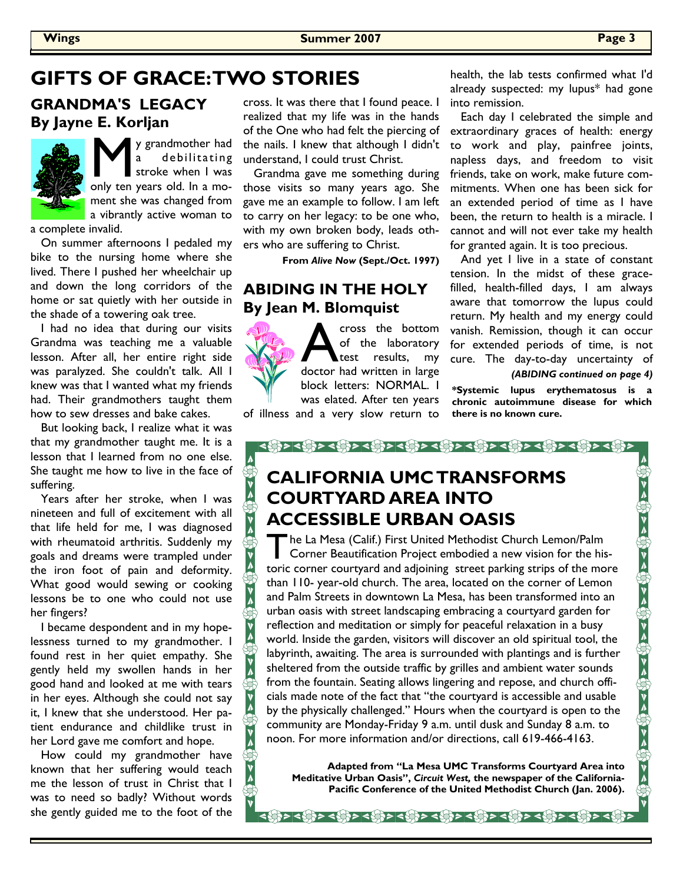# GIFTS OF GRACE: TWO STORIES

## GRANDMA'S LEGACY
## By Jayne E. Korljan

My grandmother had a debilitating stroke when I was only ten years old. In a moment she was changed from a vibrantly active woman to a complete invalid.

On summer afternoons I pedaled my bike to the nursing home where she lived. There I pushed her wheelchair up and down the long corridors of the home or sat quietly with her outside in the shade of a towering oak tree.

I had no idea that during our visits Grandma was teaching me a valuable lesson. After all, her entire right side was paralyzed. She couldn't talk. All I knew was that I wanted what my friends had. Their grandmothers taught them how to sew dresses and bake cakes.

But looking back, I realize what it was that my grandmother taught me. It is a lesson that I learned from no one else. She taught me how to live in the face of suffering.

Years after her stroke, when I was nineteen and full of excitement with all that life held for me, I was diagnosed with rheumatoid arthritis. Suddenly my goals and dreams were trampled under the iron foot of pain and deformity. What good would sewing or cooking lessons be to one who could not use her fingers?

I became despondent and in my hopelessness turned to my grandmother. I found rest in her quiet empathy. She gently held my swollen hands in her good hand and looked at me with tears in her eyes. Although she could not say it, I knew that she understood. Her patient endurance and childlike trust in her Lord gave me comfort and hope.

How could my grandmother have known that her suffering would teach me the lesson of trust in Christ that I was to need so badly? Without words she gently guided me to the foot of the cross. It was there that I found peace. I realized that my life was in the hands of the One who had felt the piercing of the nails. I knew that although I didn't understand, I could trust Christ.

Grandma gave me something during those visits so many years ago. She gave me an example to follow. I am left to carry on her legacy: to be one who, with my own broken body, leads others who are suffering to Christ.

**From *Alive Now* (Sept./Oct. 1997)**

## ABIDING IN THE HOLY
## By Jean M. Blomquist

Across the bottom of the laboratory test results, my doctor had written in large block letters: NORMAL. I was elated. After ten years of illness and a very slow return to health, the lab tests confirmed what I'd already suspected: my lupus* had gone into remission.

Each day I celebrated the simple and extraordinary graces of health: energy to work and play, painfree joints, napless days, and freedom to visit friends, take on work, make future commitments. When one has been sick for an extended period of time as I have been, the return to health is a miracle. I cannot and will not ever take my health for granted again. It is too precious.

And yet I live in a state of constant tension. In the midst of these grace-filled, health-filled days, I am always aware that tomorrow the lupus could return. My health and my energy could vanish. Remission, though it can occur for extended periods of time, is not cure. The day-to-day uncertainty of

***(ABIDING continued on page 4)***

**\*Systemic lupus erythematosus is a chronic autoimmune disease for which there is no known cure.**

## CALIFORNIA UMC TRANSFORMS COURTYARD AREA INTO ACCESSIBLE URBAN OASIS

The La Mesa (Calif.) First United Methodist Church Lemon/Palm Corner Beautification Project embodied a new vision for the historic corner courtyard and adjoining street parking strips of the more than 110- year-old church. The area, located on the corner of Lemon and Palm Streets in downtown La Mesa, has been transformed into an urban oasis with street landscaping embracing a courtyard garden for reflection and meditation or simply for peaceful relaxation in a busy world. Inside the garden, visitors will discover an old spiritual tool, the labyrinth, awaiting. The area is surrounded with plantings and is further sheltered from the outside traffic by grilles and ambient water sounds from the fountain. Seating allows lingering and repose, and church officials made note of the fact that "the courtyard is accessible and usable by the physically challenged." Hours when the courtyard is open to the community are Monday-Friday 9 a.m. until dusk and Sunday 8 a.m. to noon. For more information and/or directions, call 619-466-4163.

**Adapted from "La Mesa UMC Transforms Courtyard Area into Meditative Urban Oasis", *Circuit West,* the newspaper of the California-Pacific Conference of the United Methodist Church (Jan. 2006).**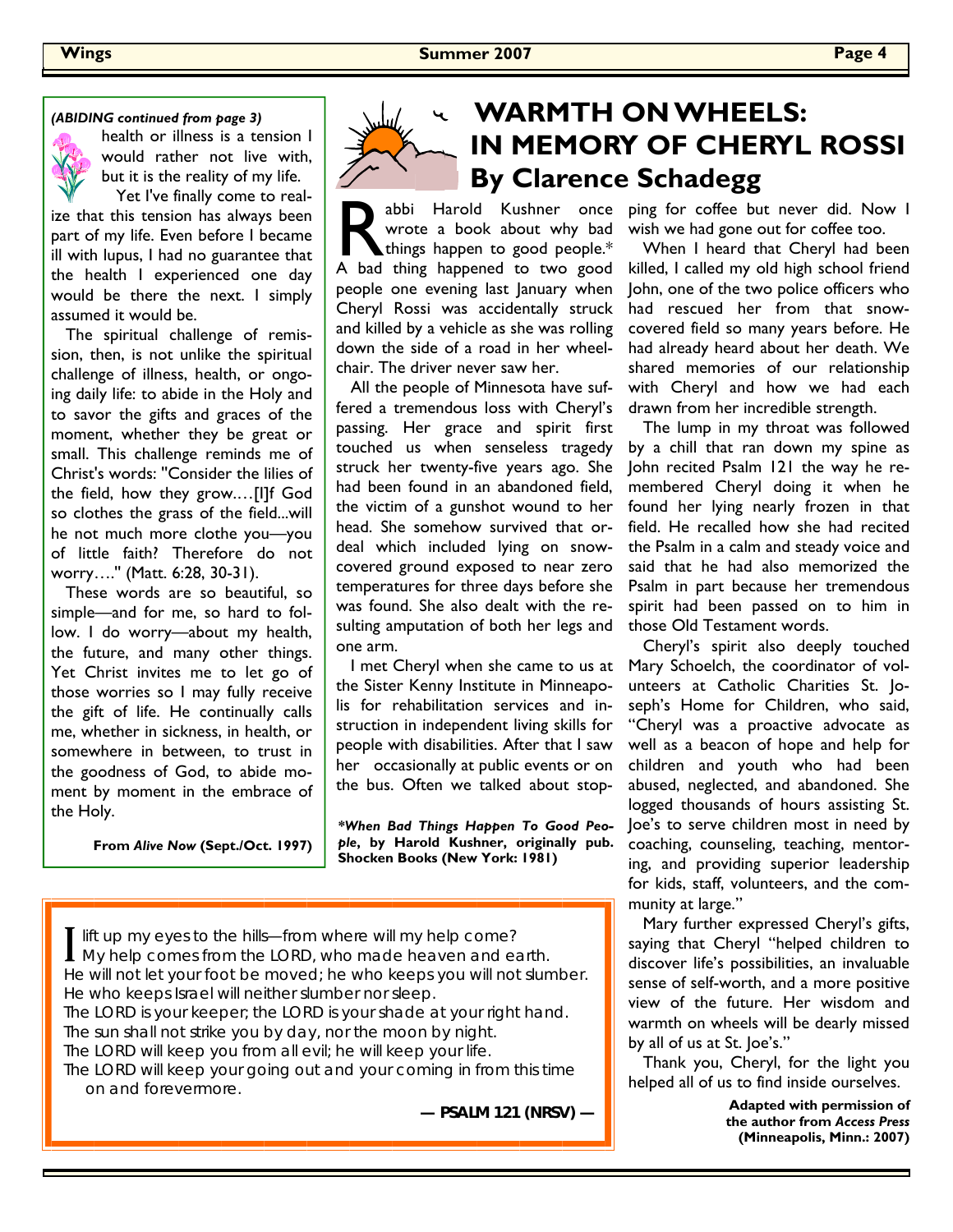*(ABIDING continued from page 3)*

health or illness is a tension I would rather not live with, but it is the reality of my life.

Yet I've finally come to realize that this tension has always been part of my life. Even before I became ill with lupus, I had no guarantee that the health I experienced one day would be there the next. I simply assumed it would be.

The spiritual challenge of remission, then, is not unlike the spiritual challenge of illness, health, or ongoing daily life: to abide in the Holy and to savor the gifts and graces of the moment, whether they be great or small. This challenge reminds me of Christ's words: "Consider the lilies of the field, how they grow.…[I]f God so clothes the grass of the field...will he not much more clothe you—you of little faith? Therefore do not worry…." (Matt. 6:28, 30-31).

These words are so beautiful, so simple—and for me, so hard to follow. I do worry—about my health, the future, and many other things. Yet Christ invites me to let go of those worries so I may fully receive the gift of life. He continually calls me, whether in sickness, in health, or somewhere in between, to trust in the goodness of God, to abide moment by moment in the embrace of the Holy.

**From *Alive Now* (Sept./Oct. 1997)**

# WARMTH ON WHEELS: IN MEMORY OF CHERYL ROSSI

## By Clarence Schadegg

Rabbi Harold Kushner once wrote a book about why bad things happen to good people.* A bad thing happened to two good people one evening last January when Cheryl Rossi was accidentally struck and killed by a vehicle as she was rolling down the side of a road in her wheelchair. The driver never saw her.

All the people of Minnesota have suffered a tremendous loss with Cheryl's passing. Her grace and spirit first touched us when senseless tragedy struck her twenty-five years ago. She had been found in an abandoned field, the victim of a gunshot wound to her head. She somehow survived that ordeal which included lying on snow-covered ground exposed to near zero temperatures for three days before she was found. She also dealt with the resulting amputation of both her legs and one arm.

I met Cheryl when she came to us at the Sister Kenny Institute in Minneapolis for rehabilitation services and instruction in independent living skills for people with disabilities. After that I saw her occasionally at public events or on the bus. Often we talked about stopping for coffee but never did. Now I wish we had gone out for coffee too.

When I heard that Cheryl had been killed, I called my old high school friend John, one of the two police officers who had rescued her from that snow-covered field so many years before. He had already heard about her death. We shared memories of our relationship with Cheryl and how we had each drawn from her incredible strength.

The lump in my throat was followed by a chill that ran down my spine as John recited Psalm 121 the way he remembered Cheryl doing it when he found her lying nearly frozen in that field. He recalled how she had recited the Psalm in a calm and steady voice and said that he had also memorized the Psalm in part because her tremendous spirit had been passed on to him in those Old Testament words.

Cheryl's spirit also deeply touched Mary Schoelch, the coordinator of volunteers at Catholic Charities St. Joseph's Home for Children, who said, "Cheryl was a proactive advocate as well as a beacon of hope and help for children and youth who had been abused, neglected, and abandoned. She logged thousands of hours assisting St. Joe's to serve children most in need by coaching, counseling, teaching, mentoring, and providing superior leadership for kids, staff, volunteers, and the community at large."

Mary further expressed Cheryl's gifts, saying that Cheryl "helped children to discover life's possibilities, an invaluable sense of self-worth, and a more positive view of the future. Her wisdom and warmth on wheels will be dearly missed by all of us at St. Joe's."

Thank you, Cheryl, for the light you helped all of us to find inside ourselves.

**Adapted with permission of the author from *Access Press* (Minneapolis, Minn.: 2007)**

***When Bad Things Happen To Good People*, by Harold Kushner, originally pub. Shocken Books (New York: 1981)**

I lift up my eyes to the hills—from where will my help come?
My help comes from the LORD, who made heaven and earth.
He will not let your foot be moved; he who keeps you will not slumber.
He who keeps Israel will neither slumber nor sleep.
The LORD is your keeper; the LORD is your shade at your right hand.
The sun shall not strike you by day, nor the moon by night.
The LORD will keep you from all evil; he will keep your life.
The LORD will keep your going out and your coming in from this time on and forevermore.

**— PSALM 121 (NRSV) —**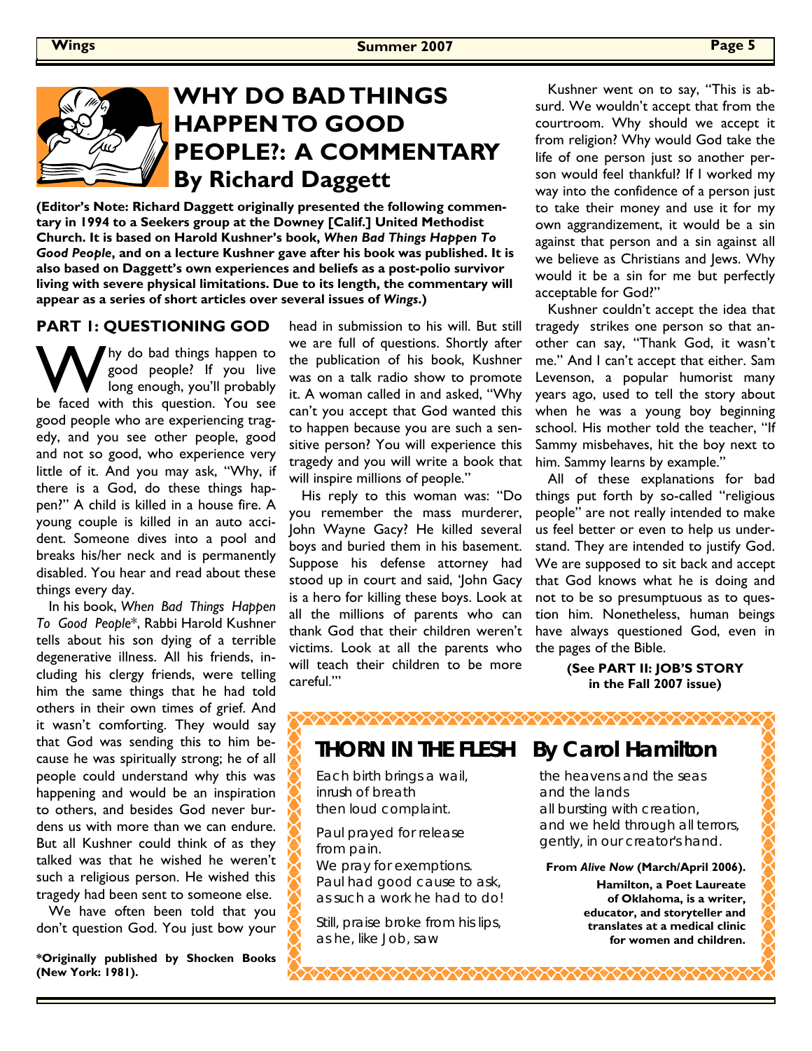# WHY DO BAD THINGS HAPPEN TO GOOD PEOPLE?: A COMMENTARY By Richard Daggett

**(Editor's Note: Richard Daggett originally presented the following commentary in 1994 to a Seekers group at the Downey [Calif.] United Methodist Church. It is based on Harold Kushner's book, *When Bad Things Happen To Good People*, and on a lecture Kushner gave after his book was published. It is also based on Daggett's own experiences and beliefs as a post-polio survivor living with severe physical limitations. Due to its length, the commentary will appear as a series of short articles over several issues of *Wings*.)**

## PART 1: QUESTIONING GOD

Why do bad things happen to good people? If you live long enough, you'll probably be faced with this question. You see good people who are experiencing tragedy, and you see other people, good and not so good, who experience very little of it. And you may ask, "Why, if there is a God, do these things happen?" A child is killed in a house fire. A young couple is killed in an auto accident. Someone dives into a pool and breaks his/her neck and is permanently disabled. You hear and read about these things every day.

In his book, *When Bad Things Happen To Good People*\*, Rabbi Harold Kushner tells about his son dying of a terrible degenerative illness. All his friends, including his clergy friends, were telling him the same things that he had told others in their own times of grief. And it wasn't comforting. They would say that God was sending this to him because he was spiritually strong; he of all people could understand why this was happening and would be an inspiration to others, and besides God never burdens us with more than we can endure. But all Kushner could think of as they talked was that he wished he weren't such a religious person. He wished this tragedy had been sent to someone else.

We have often been told that you don't question God. You just bow your head in submission to his will. But still we are full of questions. Shortly after the publication of his book, Kushner was on a talk radio show to promote it. A woman called in and asked, "Why can't you accept that God wanted this to happen because you are such a sensitive person? You will experience this tragedy and you will write a book that will inspire millions of people."

His reply to this woman was: "Do you remember the mass murderer, John Wayne Gacy? He killed several boys and buried them in his basement. Suppose his defense attorney had stood up in court and said, 'John Gacy is a hero for killing these boys. Look at all the millions of parents who can thank God that their children weren't victims. Look at all the parents who will teach their children to be more careful.'"

Kushner went on to say, "This is absurd. We wouldn't accept that from the courtroom. Why should we accept it from religion? Why would God take the life of one person just so another person would feel thankful? If I worked my way into the confidence of a person just to take their money and use it for my own aggrandizement, it would be a sin against that person and a sin against all we believe as Christians and Jews. Why would it be a sin for me but perfectly acceptable for God?"

Kushner couldn't accept the idea that tragedy strikes one person so that another can say, "Thank God, it wasn't me." And I can't accept that either. Sam Levenson, a popular humorist many years ago, used to tell the story about when he was a young boy beginning school. His mother told the teacher, "If Sammy misbehaves, hit the boy next to him. Sammy learns by example."

All of these explanations for bad things put forth by so-called "religious people" are not really intended to make us feel better or even to help us understand. They are intended to justify God. We are supposed to sit back and accept that God knows what he is doing and not to be so presumptuous as to question him. Nonetheless, human beings have always questioned God, even in the pages of the Bible.

**(See PART II: JOB'S STORY in the Fall 2007 issue)**

\***Originally published by Shocken Books (New York: 1981).**

## THORN IN THE FLESH By Carol Hamilton

*Each birth brings a wail,*
*inrush of breath*
*then loud complaint.*

*Paul prayed for release*
*from pain.*
*We pray for exemptions.*
*Paul had good cause to ask,*
*as such a work he had to do!*

*Still, praise broke from his lips,*
*as he, like Job, saw*
*the heavens and the seas*
*and the lands*
*all bursting with creation,*
*and we held through all terrors,*
*gently, in our creator's hand.*

**From *Alive Now* (March/April 2006).**

**Hamilton, a Poet Laureate of Oklahoma, is a writer, educator, and storyteller and translates at a medical clinic for women and children.**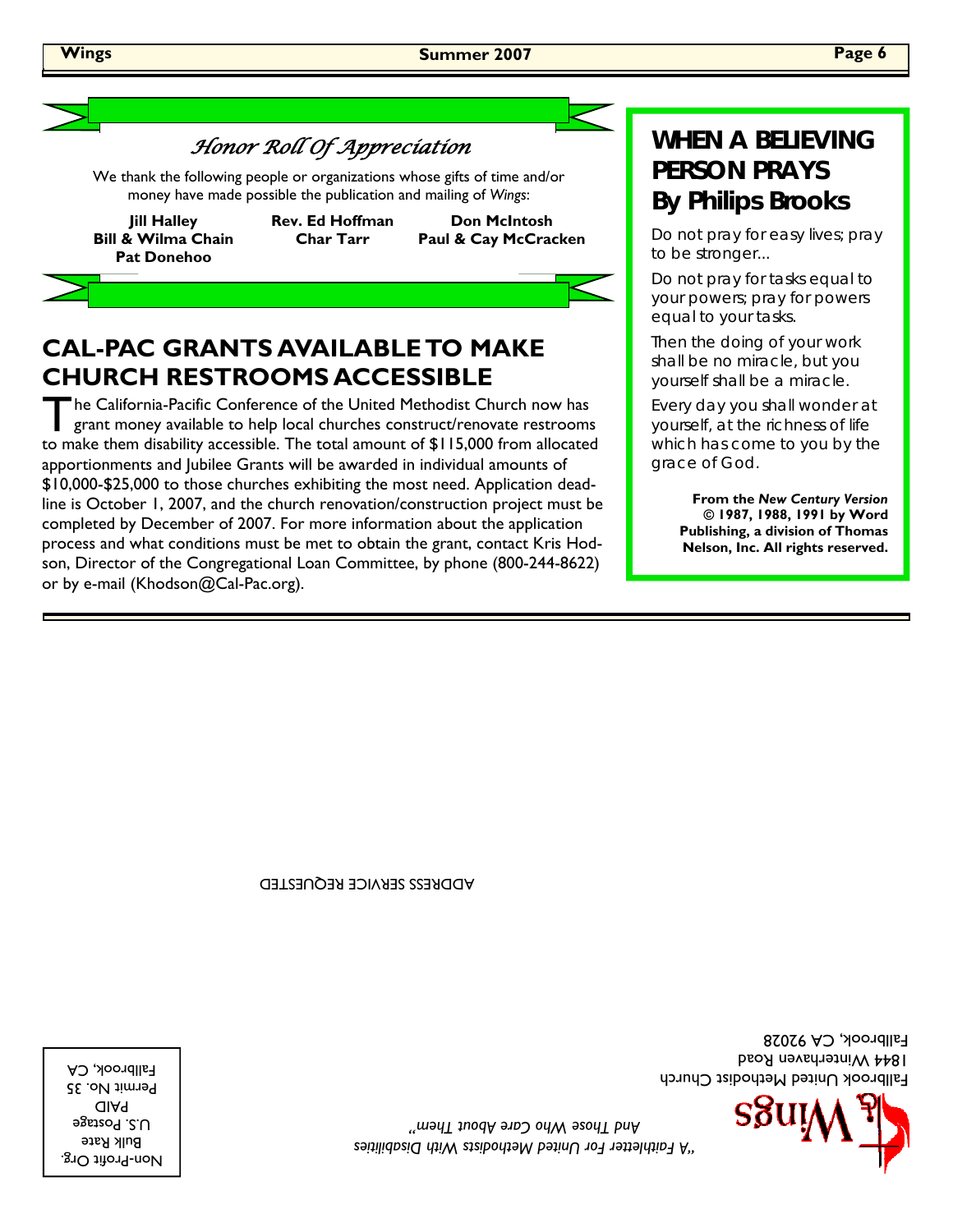## *Honor Roll Of Appreciation*

We thank the following people or organizations whose gifts of time and/or money have made possible the publication and mailing of *Wings*:

| | | |
|---|---|---|
| **Jill Halley** | **Rev. Ed Hoffman** | **Don McIntosh** |
| **Bill & Wilma Chain** | **Char Tarr** | **Paul & Cay McCracken** |
| **Pat Donehoo** | | |

## CAL-PAC GRANTS AVAILABLE TO MAKE CHURCH RESTROOMS ACCESSIBLE

The California-Pacific Conference of the United Methodist Church now has grant money available to help local churches construct/renovate restrooms to make them disability accessible. The total amount of $115,000 from allocated apportionments and Jubilee Grants will be awarded in individual amounts of $10,000-$25,000 to those churches exhibiting the most need. Application deadline is October 1, 2007, and the church renovation/construction project must be completed by December of 2007. For more information about the application process and what conditions must be met to obtain the grant, contact Kris Hodson, Director of the Congregational Loan Committee, by phone (800-244-8622) or by e-mail (Khodson@Cal-Pac.org).

## WHEN A BELIEVING PERSON PRAYS By Philips Brooks

Do not pray for easy lives; pray to be stronger...

Do not pray for tasks equal to your powers; pray for powers equal to your tasks.

Then the doing of your work shall be no miracle, but you yourself shall be a miracle.

Every day you shall wonder at yourself, at the richness of life which has come to you by the grace of God.

**From the *New Century Version* © 1987, 1988, 1991 by Word Publishing, a division of Thomas Nelson, Inc. All rights reserved.**

---

ADDRESS SERVICE REQUESTED

Wings

*"A Faithletter For United Methodists With Disabilities And Those Who Care About Them"*

Fallbrook United Methodist Church
1844 Winterhaven Road
Fallbrook, CA 92028

Non-Profit Org.
Bulk Rate
U.S. Postage
PAID
Permit No. 35
Fallbrook, CA